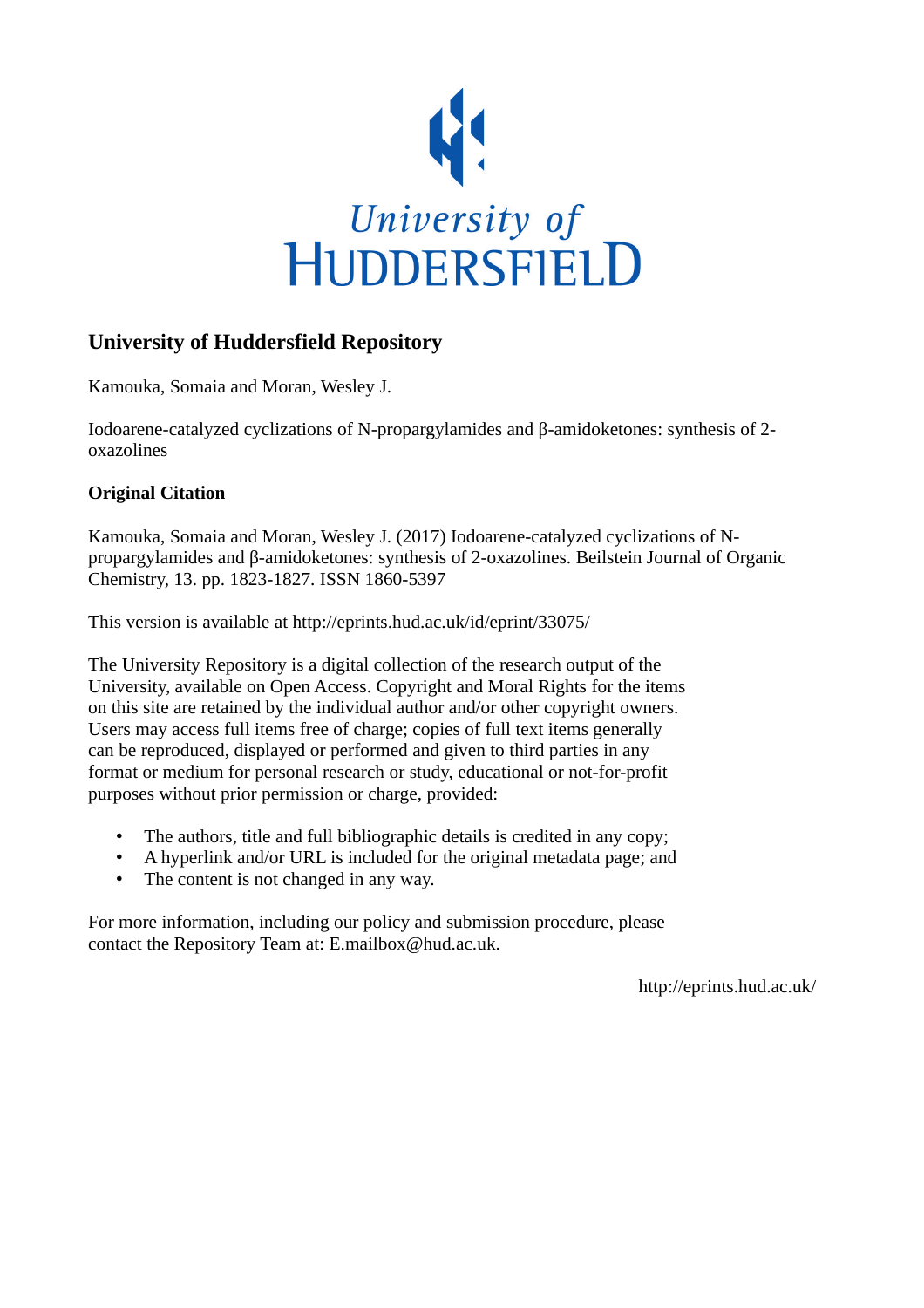University of Huddersfield

## University of Huddersfield Repository

Kamouka, Somaia and Moran, Wesley J.

Iodoarene-catalyzed cyclizations of N-propargylamides and β-amidoketones: synthesis of 2-oxazolines

### Original Citation

Kamouka, Somaia and Moran, Wesley J. (2017) Iodoarene-catalyzed cyclizations of N-propargylamides and β-amidoketones: synthesis of 2-oxazolines. Beilstein Journal of Organic Chemistry, 13. pp. 1823-1827. ISSN 1860-5397

This version is available at http://eprints.hud.ac.uk/id/eprint/33075/

The University Repository is a digital collection of the research output of the University, available on Open Access. Copyright and Moral Rights for the items on this site are retained by the individual author and/or other copyright owners. Users may access full items free of charge; copies of full text items generally can be reproduced, displayed or performed and given to third parties in any format or medium for personal research or study, educational or not-for-profit purposes without prior permission or charge, provided:

- The authors, title and full bibliographic details is credited in any copy;
- A hyperlink and/or URL is included for the original metadata page; and
- The content is not changed in any way.

For more information, including our policy and submission procedure, please contact the Repository Team at: E.mailbox@hud.ac.uk.

http://eprints.hud.ac.uk/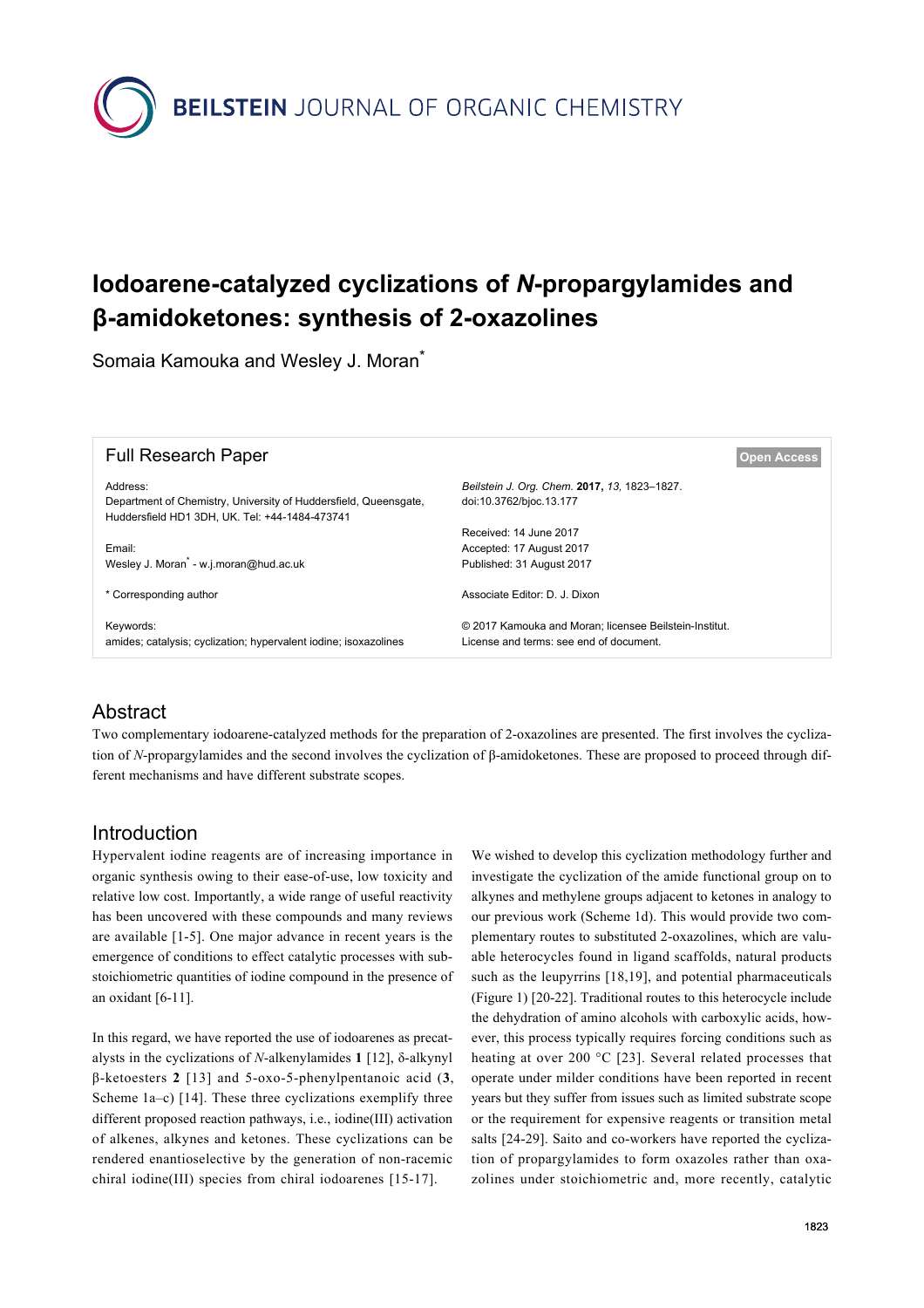# Iodoarene-catalyzed cyclizations of *N*-propargylamides and β-amidoketones: synthesis of 2-oxazolines

Somaia Kamouka and Wesley J. Moran[*]

Full Research Paper

Address:
Department of Chemistry, University of Huddersfield, Queensgate, Huddersfield HD1 3DH, UK. Tel: +44-1484-473741

Email:
Wesley J. Moran[*] - w.j.moran@hud.ac.uk

\* Corresponding author

Keywords:
amides; catalysis; cyclization; hypervalent iodine; isoxazolines

*Beilstein J. Org. Chem.* **2017,** *13,* 1823–1827.
doi:10.3762/bjoc.13.177

Received: 14 June 2017
Accepted: 17 August 2017
Published: 31 August 2017

Associate Editor: D. J. Dixon

© 2017 Kamouka and Moran; licensee Beilstein-Institut.
License and terms: see end of document.

Open Access

## Abstract

Two complementary iodoarene-catalyzed methods for the preparation of 2-oxazolines are presented. The first involves the cyclization of *N*-propargylamides and the second involves the cyclization of β-amidoketones. These are proposed to proceed through different mechanisms and have different substrate scopes.

## Introduction

Hypervalent iodine reagents are of increasing importance in organic synthesis owing to their ease-of-use, low toxicity and relative low cost. Importantly, a wide range of useful reactivity has been uncovered with these compounds and many reviews are available [1-5]. One major advance in recent years is the emergence of conditions to effect catalytic processes with sub-stoichiometric quantities of iodine compound in the presence of an oxidant [6-11].

In this regard, we have reported the use of iodoarenes as precatalysts in the cyclizations of *N*-alkenylamides **1** [12], δ-alkynyl β-ketoesters **2** [13] and 5-oxo-5-phenylpentanoic acid (**3**, Scheme 1a–c) [14]. These three cyclizations exemplify three different proposed reaction pathways, i.e., iodine(III) activation of alkenes, alkynes and ketones. These cyclizations can be rendered enantioselective by the generation of non-racemic chiral iodine(III) species from chiral iodoarenes [15-17].

We wished to develop this cyclization methodology further and investigate the cyclization of the amide functional group on to alkynes and methylene groups adjacent to ketones in analogy to our previous work (Scheme 1d). This would provide two complementary routes to substituted 2-oxazolines, which are valuable heterocycles found in ligand scaffolds, natural products such as the leupyrrins [18,19], and potential pharmaceuticals (Figure 1) [20-22]. Traditional routes to this heterocycle include the dehydration of amino alcohols with carboxylic acids, however, this process typically requires forcing conditions such as heating at over 200 °C [23]. Several related processes that operate under milder conditions have been reported in recent years but they suffer from issues such as limited substrate scope or the requirement for expensive reagents or transition metal salts [24-29]. Saito and co-workers have reported the cyclization of propargylamides to form oxazoles rather than oxazolines under stoichiometric and, more recently, catalytic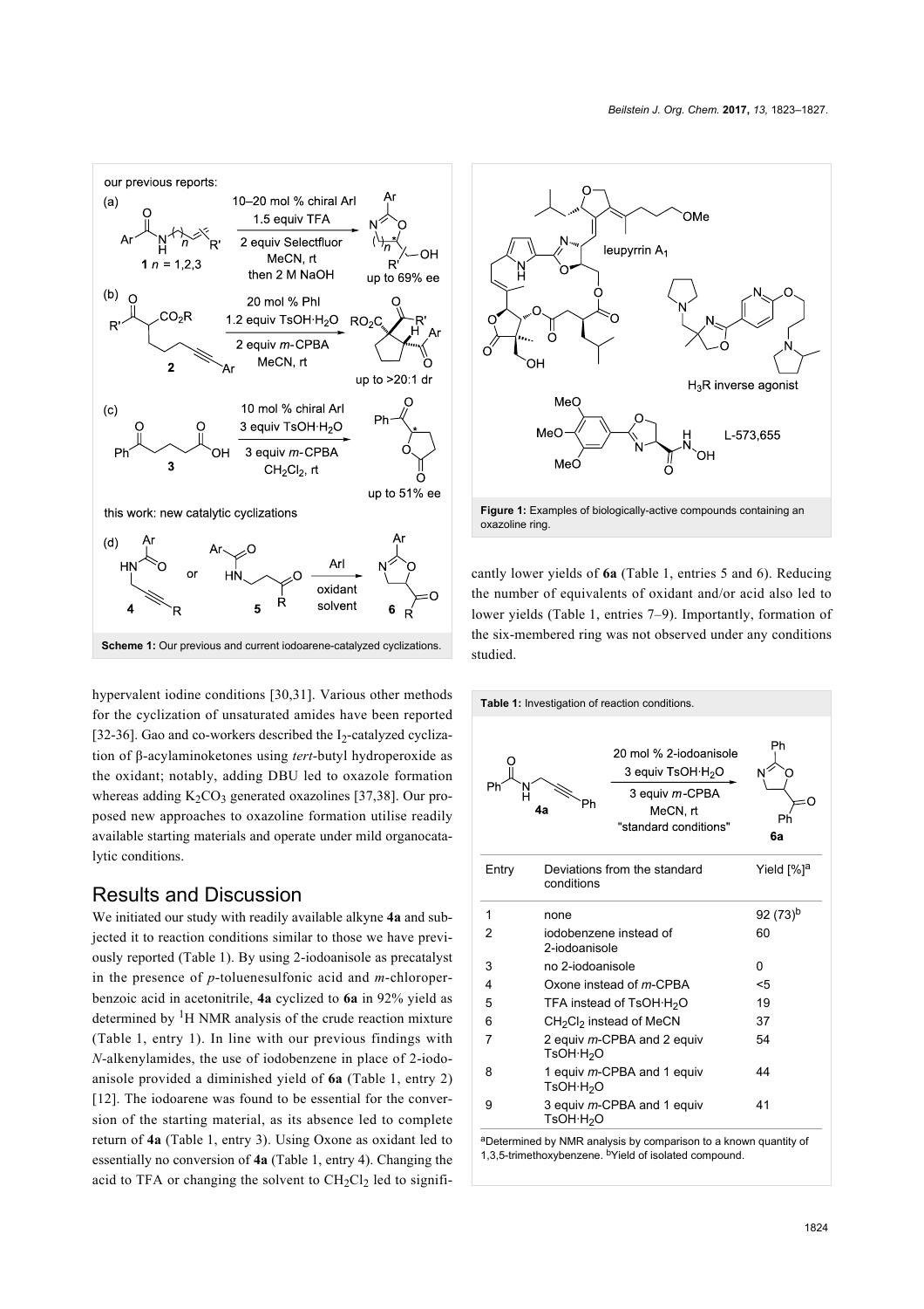Scheme 1: Our previous and current iodoarene-catalyzed cyclizations.

hypervalent iodine conditions [30,31]. Various other methods for the cyclization of unsaturated amides have been reported [32-36]. Gao and co-workers described the $I_2$-catalyzed cyclization of β-acylaminoketones using *tert*-butyl hydroperoxide as the oxidant; notably, adding DBU led to oxazole formation whereas adding $K_2CO_3$ generated oxazolines [37,38]. Our proposed new approaches to oxazoline formation utilise readily available starting materials and operate under mild organocatalytic conditions.

## Results and Discussion

We initiated our study with readily available alkyne **4a** and subjected it to reaction conditions similar to those we have previously reported (Table 1). By using 2-iodoanisole as precatalyst in the presence of *p*-toluenesulfonic acid and *m*-chloroperbenzoic acid in acetonitrile, **4a** cyclized to **6a** in 92% yield as determined by $^1$H NMR analysis of the crude reaction mixture (Table 1, entry 1). In line with our previous findings with *N*-alkenylamides, the use of iodobenzene in place of 2-iodoanisole provided a diminished yield of **6a** (Table 1, entry 2) [12]. The iodoarene was found to be essential for the conversion of the starting material, as its absence led to complete return of **4a** (Table 1, entry 3). Using Oxone as oxidant led to essentially no conversion of **4a** (Table 1, entry 4). Changing the acid to TFA or changing the solvent to $CH_2Cl_2$ led to significantly lower yields of **6a** (Table 1, entries 5 and 6). Reducing the number of equivalents of oxidant and/or acid also led to lower yields (Table 1, entries 7–9). Importantly, formation of the six-membered ring was not observed under any conditions studied.

Figure 1: Examples of biologically-active compounds containing an oxazoline ring.

**Table 1:** Investigation of reaction conditions.

Standard conditions: **4a** → **6a**; 20 mol % 2-iodoanisole, 3 equiv TsOH·$H_2O$, 3 equiv *m*-CPBA, MeCN, rt ("standard conditions").

| Entry | Deviations from the standard conditions | Yield [%][a] |
|---|---|---|
| 1 | none | 92 (73)[b] |
| 2 | iodobenzene instead of 2-iodoanisole | 60 |
| 3 | no 2-iodoanisole | 0 |
| 4 | Oxone instead of *m*-CPBA | <5 |
| 5 | TFA instead of TsOH·$H_2O$ | 19 |
| 6 | $CH_2Cl_2$ instead of MeCN | 37 |
| 7 | 2 equiv *m*-CPBA and 2 equiv TsOH·$H_2O$ | 54 |
| 8 | 1 equiv *m*-CPBA and 1 equiv TsOH·$H_2O$ | 44 |
| 9 | 3 equiv *m*-CPBA and 1 equiv TsOH·$H_2O$ | 41 |

[a]Determined by NMR analysis by comparison to a known quantity of 1,3,5-trimethoxybenzene. [b]Yield of isolated compound.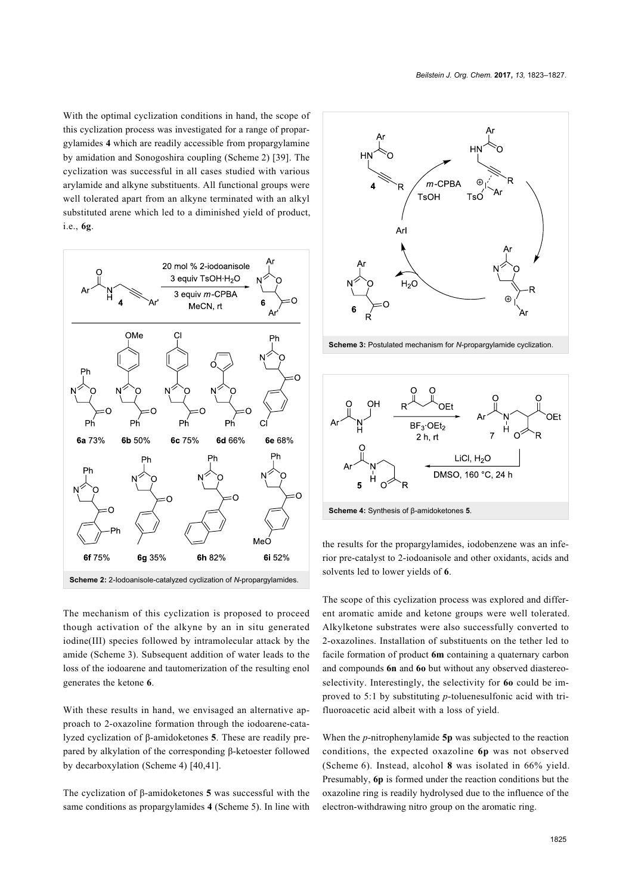With the optimal cyclization conditions in hand, the scope of this cyclization process was investigated for a range of propargylamides **4** which are readily accessible from propargylamine by amidation and Sonogoshira coupling (Scheme 2) [39]. The cyclization was successful in all cases studied with various arylamide and alkyne substituents. All functional groups were well tolerated apart from an alkyne terminated with an alkyl substituted arene which led to a diminished yield of product, i.e., **6g**.

**Scheme 2:** 2-Iodoanisole-catalyzed cyclization of *N*-propargylamides.

The mechanism of this cyclization is proposed to proceed though activation of the alkyne by an in situ generated iodine(III) species followed by intramolecular attack by the amide (Scheme 3). Subsequent addition of water leads to the loss of the iodoarene and tautomerization of the resulting enol generates the ketone **6**.

**Scheme 3:** Postulated mechanism for *N*-propargylamide cyclization.

With these results in hand, we envisaged an alternative approach to 2-oxazoline formation through the iodoarene-catalyzed cyclization of β-amidoketones **5**. These are readily prepared by alkylation of the corresponding β-ketoester followed by decarboxylation (Scheme 4) [40,41].

**Scheme 4:** Synthesis of β-amidoketones **5**.

The cyclization of β-amidoketones **5** was successful with the same conditions as propargylamides **4** (Scheme 5). In line with the results for the propargylamides, iodobenzene was an inferior pre-catalyst to 2-iodoanisole and other oxidants, acids and solvents led to lower yields of **6**.

The scope of this cyclization process was explored and different aromatic amide and ketone groups were well tolerated. Alkylketone substrates were also successfully converted to 2-oxazolines. Installation of substituents on the tether led to facile formation of product **6m** containing a quaternary carbon and compounds **6n** and **6o** but without any observed diastereoselectivity. Interestingly, the selectivity for **6o** could be improved to 5:1 by substituting *p*-toluenesulfonic acid with trifluoroacetic acid albeit with a loss of yield.

When the *p*-nitrophenylamide **5p** was subjected to the reaction conditions, the expected oxazoline **6p** was not observed (Scheme 6). Instead, alcohol **8** was isolated in 66% yield. Presumably, **6p** is formed under the reaction conditions but the oxazoline ring is readily hydrolysed due to the influence of the electron-withdrawing nitro group on the aromatic ring.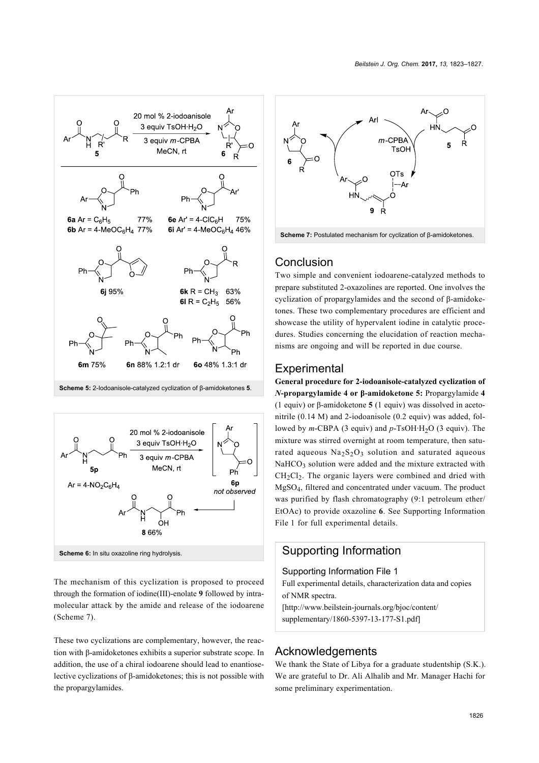**Scheme 5:** 2-Iodoanisole-catalyzed cyclization of β-amidoketones **5**.

**Scheme 6:** In situ oxazoline ring hydrolysis.

The mechanism of this cyclization is proposed to proceed through the formation of iodine(III)-enolate **9** followed by intramolecular attack by the amide and release of the iodoarene (Scheme 7).

These two cyclizations are complementary, however, the reaction with β-amidoketones exhibits a superior substrate scope. In addition, the use of a chiral iodoarene should lead to enantioselective cyclizations of β-amidoketones; this is not possible with the propargylamides.

**Scheme 7:** Postulated mechanism for cyclization of β-amidoketones.

## Conclusion

Two simple and convenient iodoarene-catalyzed methods to prepare substituted 2-oxazolines are reported. One involves the cyclization of propargylamides and the second of β-amidoketones. These two complementary procedures are efficient and showcase the utility of hypervalent iodine in catalytic procedures. Studies concerning the elucidation of reaction mechanisms are ongoing and will be reported in due course.

## Experimental

**General procedure for 2-iodoanisole-catalyzed cyclization of *N*-propargylamide 4 or β-amidoketone 5:** Propargylamide **4** (1 equiv) or β-amidoketone **5** (1 equiv) was dissolved in acetonitrile (0.14 M) and 2-iodoanisole (0.2 equiv) was added, followed by *m*-CBPA (3 equiv) and *p*-TsOH·$H_2O$ (3 equiv). The mixture was stirred overnight at room temperature, then saturated aqueous $Na_2S_2O_3$ solution and saturated aqueous $NaHCO_3$ solution were added and the mixture extracted with $CH_2Cl_2$. The organic layers were combined and dried with $MgSO_4$, filtered and concentrated under vacuum. The product was purified by flash chromatography (9:1 petroleum ether/EtOAc) to provide oxazoline **6**. See Supporting Information File 1 for full experimental details.

## Supporting Information

Supporting Information File 1

Full experimental details, characterization data and copies of NMR spectra.

[http://www.beilstein-journals.org/bjoc/content/supplementary/1860-5397-13-177-S1.pdf]

## Acknowledgements

We thank the State of Libya for a graduate studentship (S.K.). We are grateful to Dr. Ali Alhalib and Mr. Manager Hachi for some preliminary experimentation.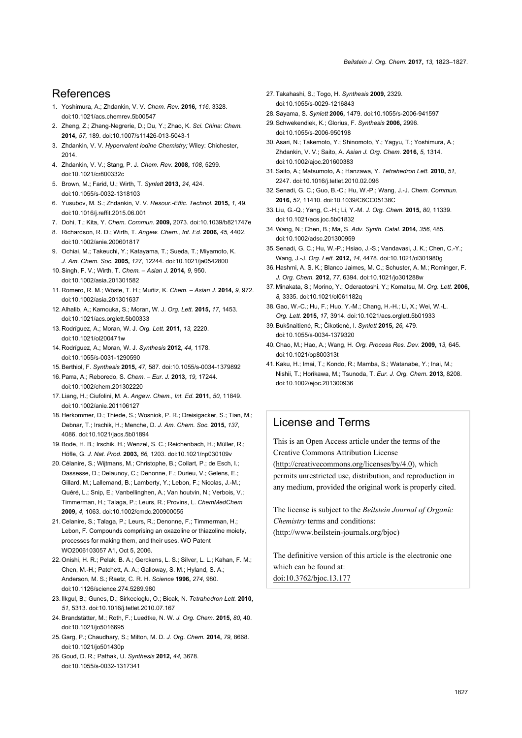## References

1. Yoshimura, A.; Zhdankin, V. V. *Chem. Rev.* **2016,** *116,* 3328. doi:10.1021/acs.chemrev.5b00547
2. Zheng, Z.; Zhang-Negrerie, D.; Du, Y.; Zhao, K. *Sci. China: Chem.* **2014,** *57,* 189. doi:10.1007/s11426-013-5043-1
3. Zhdankin, V. V. *Hypervalent Iodine Chemistry;* Wiley: Chichester, 2014.
4. Zhdankin, V. V.; Stang, P. J. *Chem. Rev.* **2008,** *108,* 5299. doi:10.1021/cr800332c
5. Brown, M.; Farid, U.; Wirth, T. *Synlett* **2013,** *24,* 424. doi:10.1055/s-0032-1318103
6. Yusubov, M. S.; Zhdankin, V. V. *Resour.-Effic. Technol.* **2015,** *1,* 49. doi:10.1016/j.reffit.2015.06.001
7. Dohi, T.; Kita, Y. *Chem. Commun.* **2009,** 2073. doi:10.1039/b821747e
8. Richardson, R. D.; Wirth, T. *Angew. Chem., Int. Ed.* **2006,** *45,* 4402. doi:10.1002/anie.200601817
9. Ochiai, M.; Takeuchi, Y.; Katayama, T.; Sueda, T.; Miyamoto, K. *J. Am. Chem. Soc.* **2005,** *127,* 12244. doi:10.1021/ja0542800
10. Singh, F. V.; Wirth, T. *Chem. – Asian J.* **2014,** *9,* 950. doi:10.1002/asia.201301582
11. Romero, R. M.; Wöste, T. H.; Muñiz, K. *Chem. – Asian J.* **2014,** *9,* 972. doi:10.1002/asia.201301637
12. Alhalib, A.; Kamouka, S.; Moran, W. J. *Org. Lett.* **2015,** *17,* 1453. doi:10.1021/acs.orglett.5b00333
13. Rodríguez, A.; Moran, W. J. *Org. Lett.* **2011,** *13,* 2220. doi:10.1021/ol200471w
14. Rodríguez, A.; Moran, W. J. *Synthesis* **2012,** *44,* 1178. doi:10.1055/s-0031-1290590
15. Berthiol, F. *Synthesis* **2015,** *47,* 587. doi:10.1055/s-0034-1379892
16. Parra, A.; Reboredo, S. *Chem. – Eur. J.* **2013,** *19,* 17244. doi:10.1002/chem.201302220
17. Liang, H.; Ciufolini, M. A. *Angew. Chem., Int. Ed.* **2011,** *50,* 11849. doi:10.1002/anie.201106127
18. Herkommer, D.; Thiede, S.; Wosniok, P. R.; Dreisigacker, S.; Tian, M.; Debnar, T.; Irschik, H.; Menche, D. *J. Am. Chem. Soc.* **2015,** *137,* 4086. doi:10.1021/jacs.5b01894
19. Bode, H. B.; Irschik, H.; Wenzel, S. C.; Reichenbach, H.; Müller, R.; Höfle, G. *J. Nat. Prod.* **2003,** *66,* 1203. doi:10.1021/np030109v
20. Célanire, S.; Wijtmans, M.; Christophe, B.; Collart, P.; de Esch, I.; Dassesse, D.; Delaunoy, C.; Denonne, F.; Durieu, V.; Gelens, E.; Gillard, M.; Lallemand, B.; Lamberty, Y.; Lebon, F.; Nicolas, J.-M.; Quéré, L.; Snip, E.; Vanbellinghen, A.; Van houtvin, N.; Verbois, V.; Timmerman, H.; Talaga, P.; Leurs, R.; Provins, L. *ChemMedChem* **2009,** *4,* 1063. doi:10.1002/cmdc.200900055
21. Celanire, S.; Talaga, P.; Leurs, R.; Denonne, F.; Timmerman, H.; Lebon, F. Compounds comprising an oxazoline or thiazoline moiety, processes for making them, and their uses. WO Patent WO2006103057 A1, Oct 5, 2006.
22. Onishi, H. R.; Pelak, B. A.; Gerckens, L. S.; Silver, L. L.; Kahan, F. M.; Chen, M.-H.; Patchett, A. A.; Galloway, S. M.; Hyland, S. A.; Anderson, M. S.; Raetz, C. R. H. *Science* **1996,** *274,* 980. doi:10.1126/science.274.5289.980
23. Ilkgul, B.; Gunes, D.; Sirkecioglu, O.; Bicak, N. *Tetrahedron Lett.* **2010,** *51,* 5313. doi:10.1016/j.tetlet.2010.07.167
24. Brandstätter, M.; Roth, F.; Luedtke, N. W. *J. Org. Chem.* **2015,** *80,* 40. doi:10.1021/jo5016695
25. Garg, P.; Chaudhary, S.; Milton, M. D. *J. Org. Chem.* **2014,** *79,* 8668. doi:10.1021/jo501430p
26. Goud, D. R.; Pathak, U. *Synthesis* **2012,** *44,* 3678. doi:10.1055/s-0032-1317341
27. Takahashi, S.; Togo, H. *Synthesis* **2009,** 2329. doi:10.1055/s-0029-1216843
28. Sayama, S. *Synlett* **2006,** 1479. doi:10.1055/s-2006-941597
29. Schwekendiek, K.; Glorius, F. *Synthesis* **2006,** 2996. doi:10.1055/s-2006-950198
30. Asari, N.; Takemoto, Y.; Shinomoto, Y.; Yagyu, T.; Yoshimura, A.; Zhdankin, V. V.; Saito, A. *Asian J. Org. Chem.* **2016,** *5,* 1314. doi:10.1002/ajoc.201600383
31. Saito, A.; Matsumoto, A.; Hanzawa, Y. *Tetrahedron Lett.* **2010,** *51,* 2247. doi:10.1016/j.tetlet.2010.02.096
32. Senadi, G. C.; Guo, B.-C.; Hu, W.-P.; Wang, J.-J. *Chem. Commun.* **2016,** *52,* 11410. doi:10.1039/C6CC05138C
33. Liu, G.-Q.; Yang, C.-H.; Li, Y.-M. *J. Org. Chem.* **2015,** *80,* 11339. doi:10.1021/acs.joc.5b01832
34. Wang, N.; Chen, B.; Ma, S. *Adv. Synth. Catal.* **2014,** *356,* 485. doi:10.1002/adsc.201300959
35. Senadi, G. C.; Hu, W.-P.; Hsiao, J.-S.; Vandavasi, J. K.; Chen, C.-Y.; Wang, J.-J. *Org. Lett.* **2012,** *14,* 4478. doi:10.1021/ol301980g
36. Hashmi, A. S. K.; Blanco Jaimes, M. C.; Schuster, A. M.; Rominger, F. *J. Org. Chem.* **2012,** *77,* 6394. doi:10.1021/jo301288w
37. Minakata, S.; Morino, Y.; Oderaotoshi, Y.; Komatsu, M. *Org. Lett.* **2006,** *8,* 3335. doi:10.1021/ol061182q
38. Gao, W.-C.; Hu, F.; Huo, Y.-M.; Chang, H.-H.; Li, X.; Wei, W.-L. *Org. Lett.* **2015,** *17,* 3914. doi:10.1021/acs.orglett.5b01933
39. Bukšnaitienė, R.; Čikotienė, I. *Synlett* **2015,** *26,* 479. doi:10.1055/s-0034-1379320
40. Chao, M.; Hao, A.; Wang, H. *Org. Process Res. Dev.* **2009,** *13,* 645. doi:10.1021/op800313t
41. Kaku, H.; Imai, T.; Kondo, R.; Mamba, S.; Watanabe, Y.; Inai, M.; Nishii, T.; Horikawa, M.; Tsunoda, T. *Eur. J. Org. Chem.* **2013,** 8208. doi:10.1002/ejoc.201300936

## License and Terms

This is an Open Access article under the terms of the Creative Commons Attribution License (http://creativecommons.org/licenses/by/4.0), which permits unrestricted use, distribution, and reproduction in any medium, provided the original work is properly cited.

The license is subject to the *Beilstein Journal of Organic Chemistry* terms and conditions: (http://www.beilstein-journals.org/bjoc)

The definitive version of this article is the electronic one which can be found at: doi:10.3762/bjoc.13.177